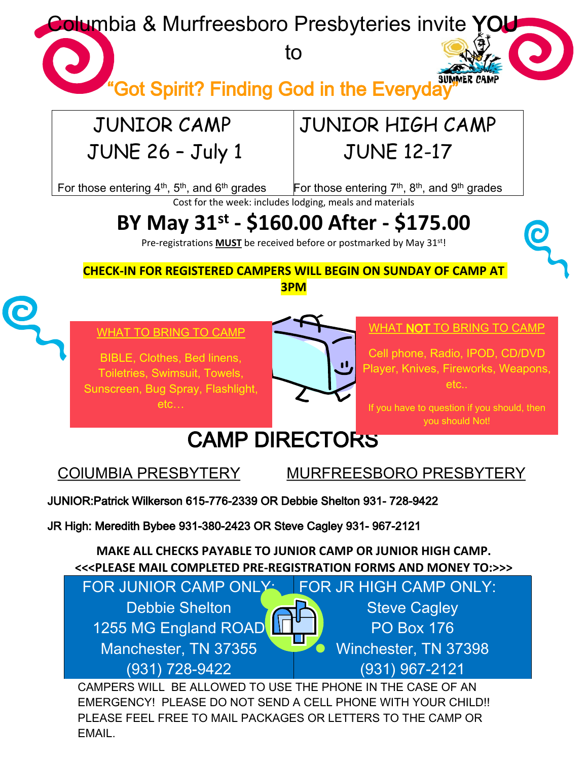# Columbia & Murfreesboro Presbyteries invite **YOU** to

## "Got Spirit? Finding God in the Everyday"

SUMMER CAMP

| JUNIOR CAMP JUNE 26 – July 1 | JUNIOR HIGH CAMP JUNE 12-17 |
|---|---|
| For those entering 4th, 5th, and 6th grades | For those entering 7th, 8th, and 9th grades |

Cost for the week: includes lodging, meals and materials

## BY May 31st - $160.00 After - $175.00

Pre-registrations **MUST** be received before or postmarked by May 31st!

**CHECK-IN FOR REGISTERED CAMPERS WILL BEGIN ON SUNDAY OF CAMP AT 3PM**

### WHAT TO BRING TO CAMP

BIBLE, Clothes, Bed linens, Toiletries, Swimsuit, Towels, Sunscreen, Bug Spray, Flashlight, etc…

### WHAT **NOT** TO BRING TO CAMP

Cell phone, Radio, IPOD, CD/DVD Player, Knives, Fireworks, Weapons, etc..

If you have to question if you should, then you should Not!

## CAMP DIRECTORS

COlUMBIA PRESBYTERY — MURFREESBORO PRESBYTERY

**JUNIOR:Patrick Wilkerson 615-776-2339 OR Debbie Shelton 931- 728-9422**

**JR High: Meredith Bybee 931-380-2423 OR Steve Cagley 931- 967-2121**

**MAKE ALL CHECKS PAYABLE TO JUNIOR CAMP OR JUNIOR HIGH CAMP.**
**<<<PLEASE MAIL COMPLETED PRE-REGISTRATION FORMS AND MONEY TO:>>>**

| FOR JUNIOR CAMP ONLY: | FOR JR HIGH CAMP ONLY: |
|---|---|
| Debbie Shelton | Steve Cagley |
| 1255 MG England ROAD | PO Box 176 |
| Manchester, TN 37355 | Winchester, TN 37398 |
| (931) 728-9422 | (931) 967-2121 |

CAMPERS WILL BE ALLOWED TO USE THE PHONE IN THE CASE OF AN EMERGENCY! PLEASE DO NOT SEND A CELL PHONE WITH YOUR CHILD!! PLEASE FEEL FREE TO MAIL PACKAGES OR LETTERS TO THE CAMP OR EMAIL.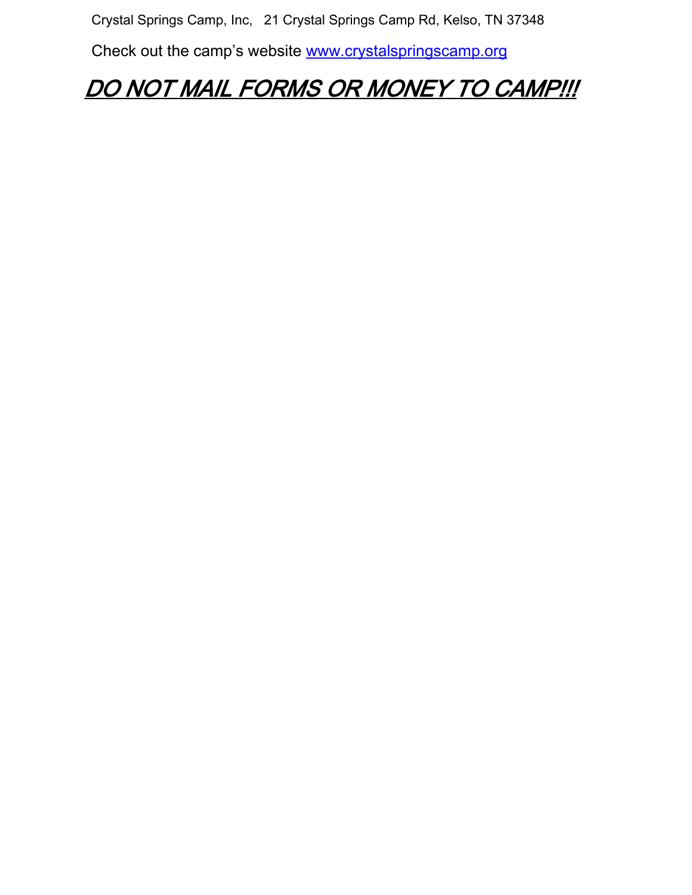Crystal Springs Camp, Inc, 21 Crystal Springs Camp Rd, Kelso, TN 37348

Check out the camp's website [www.crystalspringscamp.org](http://www.crystalspringscamp.org)

***DO NOT MAIL FORMS OR MONEY TO CAMP!!!***